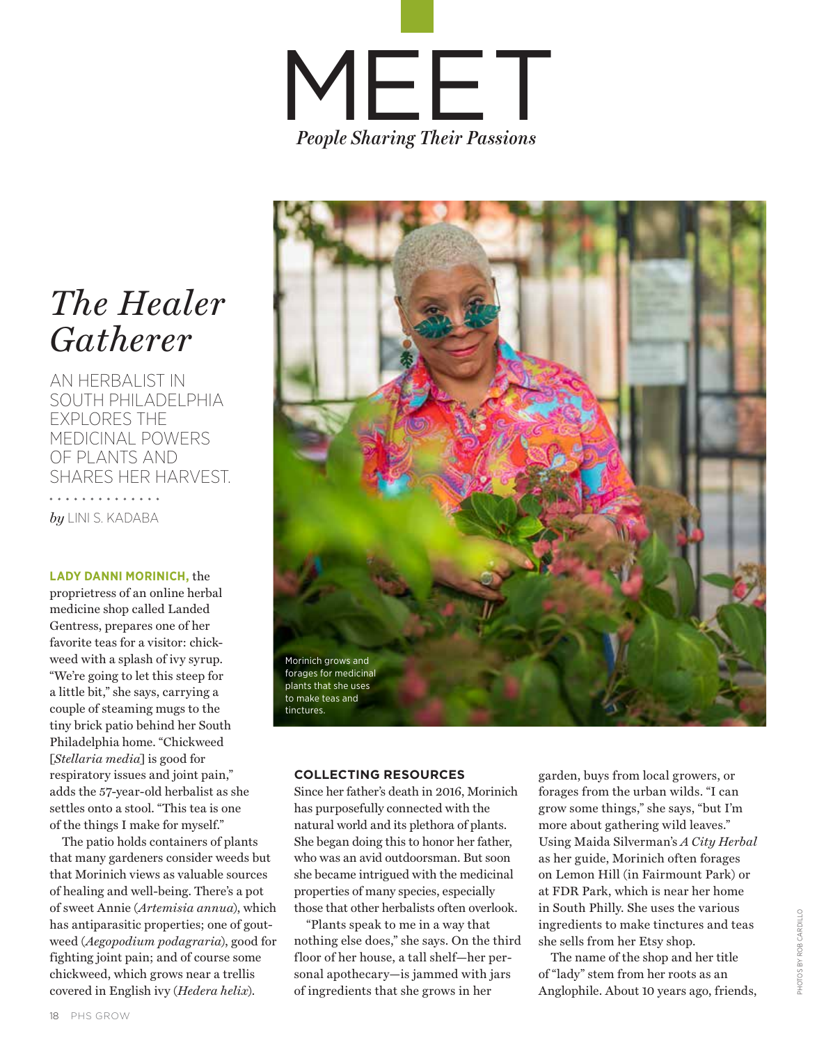# MEET

*People Sharing Their Passions*

## *The Healer Gatherer*

AN HERBALIST IN SOUTH PHILADELPHIA EXPLORES THE MEDICINAL POWERS OF PLANTS AND SHARES HER HARVEST.

*by* LINI S. KADABA

**LADY DANNI MORINICH,** the proprietress of an online herbal medicine shop called Landed Gentress, prepares one of her favorite teas for a visitor: chickweed with a splash of ivy syrup. "We're going to let this steep for a little bit," she says, carrying a couple of steaming mugs to the tiny brick patio behind her South Philadelphia home. "Chickweed [*Stellaria media*] is good for respiratory issues and joint pain," adds the 57-year-old herbalist as she settles onto a stool. "This tea is one of the things I make for myself."

The patio holds containers of plants that many gardeners consider weeds but that Morinich views as valuable sources of healing and well-being. There's a pot of sweet Annie (*Artemisia annua*), which has antiparasitic properties; one of goutweed (*Aegopodium podagraria*), good for fighting joint pain; and of course some chickweed, which grows near a trellis covered in English ivy (*Hedera helix*).

Morinich grows and forages for medicinal plants that she uses to make teas and tinctures.

### COLLECTING RESOURCES

Since her father's death in 2016, Morinich has purposefully connected with the natural world and its plethora of plants. She began doing this to honor her father, who was an avid outdoorsman. But soon she became intrigued with the medicinal properties of many species, especially those that other herbalists often overlook.

"Plants speak to me in a way that nothing else does," she says. On the third floor of her house, a tall shelf—her personal apothecary—is jammed with jars of ingredients that she grows in her garden, buys from local growers, or forages from the urban wilds. "I can grow some things," she says, "but I'm more about gathering wild leaves." Using Maida Silverman's *A City Herbal* as her guide, Morinich often forages on Lemon Hill (in Fairmount Park) or at FDR Park, which is near her home in South Philly. She uses the various ingredients to make tinctures and teas she sells from her Etsy shop.

The name of the shop and her title of "lady" stem from her roots as an Anglophile. About 10 years ago, friends,

PHOTOS BY ROB CARDILLO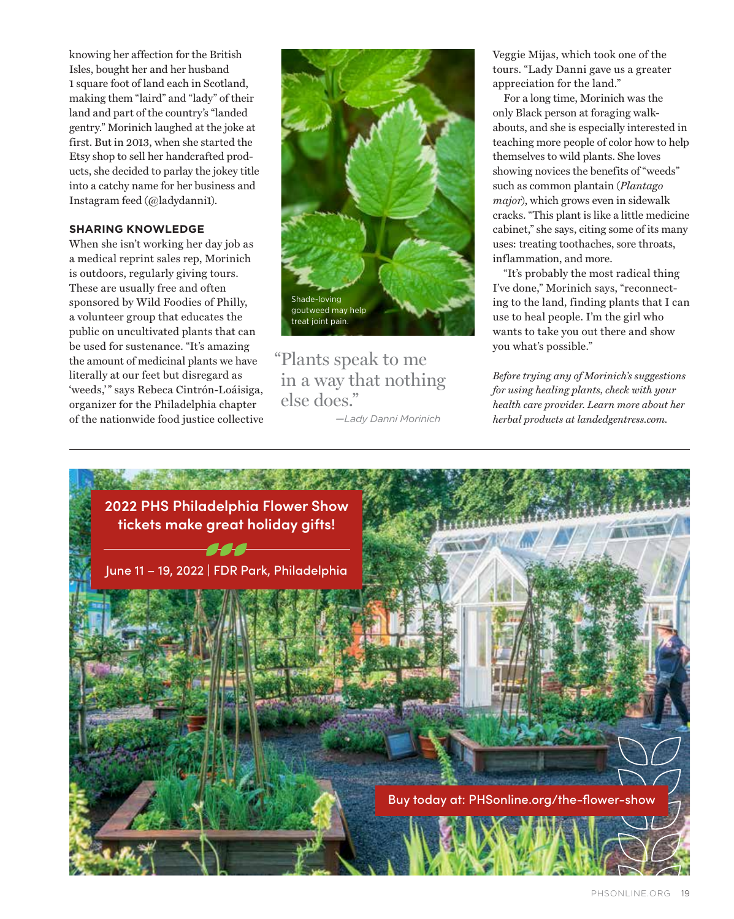knowing her affection for the British Isles, bought her and her husband 1 square foot of land each in Scotland, making them "laird" and "lady" of their land and part of the country's "landed gentry." Morinich laughed at the joke at first. But in 2013, when she started the Etsy shop to sell her handcrafted products, she decided to parlay the jokey title into a catchy name for her business and Instagram feed (@ladydanni1).

**SHARING KNOWLEDGE**

When she isn't working her day job as a medical reprint sales rep, Morinich is outdoors, regularly giving tours. These are usually free and often sponsored by Wild Foodies of Philly, a volunteer group that educates the public on uncultivated plants that can be used for sustenance. "It's amazing the amount of medicinal plants we have literally at our feet but disregard as 'weeds,'" says Rebeca Cintrón-Loáisiga, organizer for the Philadelphia chapter of the nationwide food justice collective Veggie Mijas, which took one of the tours. "Lady Danni gave us a greater appreciation for the land."

Shade-loving goutweed may help treat joint pain.

> "Plants speak to me in a way that nothing else does."
>
> —*Lady Danni Morinich*

For a long time, Morinich was the only Black person at foraging walkabouts, and she is especially interested in teaching more people of color how to help themselves to wild plants. She loves showing novices the benefits of "weeds" such as common plantain (*Plantago major*), which grows even in sidewalk cracks. "This plant is like a little medicine cabinet," she says, citing some of its many uses: treating toothaches, sore throats, inflammation, and more.

"It's probably the most radical thing I've done," Morinich says, "reconnecting to the land, finding plants that I can use to heal people. I'm the girl who wants to take you out there and show you what's possible."

*Before trying any of Morinich's suggestions for using healing plants, check with your health care provider. Learn more about her herbal products at landedgentress.com.*

---

**2022 PHS Philadelphia Flower Show tickets make great holiday gifts!**

June 11 – 19, 2022 | FDR Park, Philadelphia

Buy today at: PHSonline.org/the-flower-show